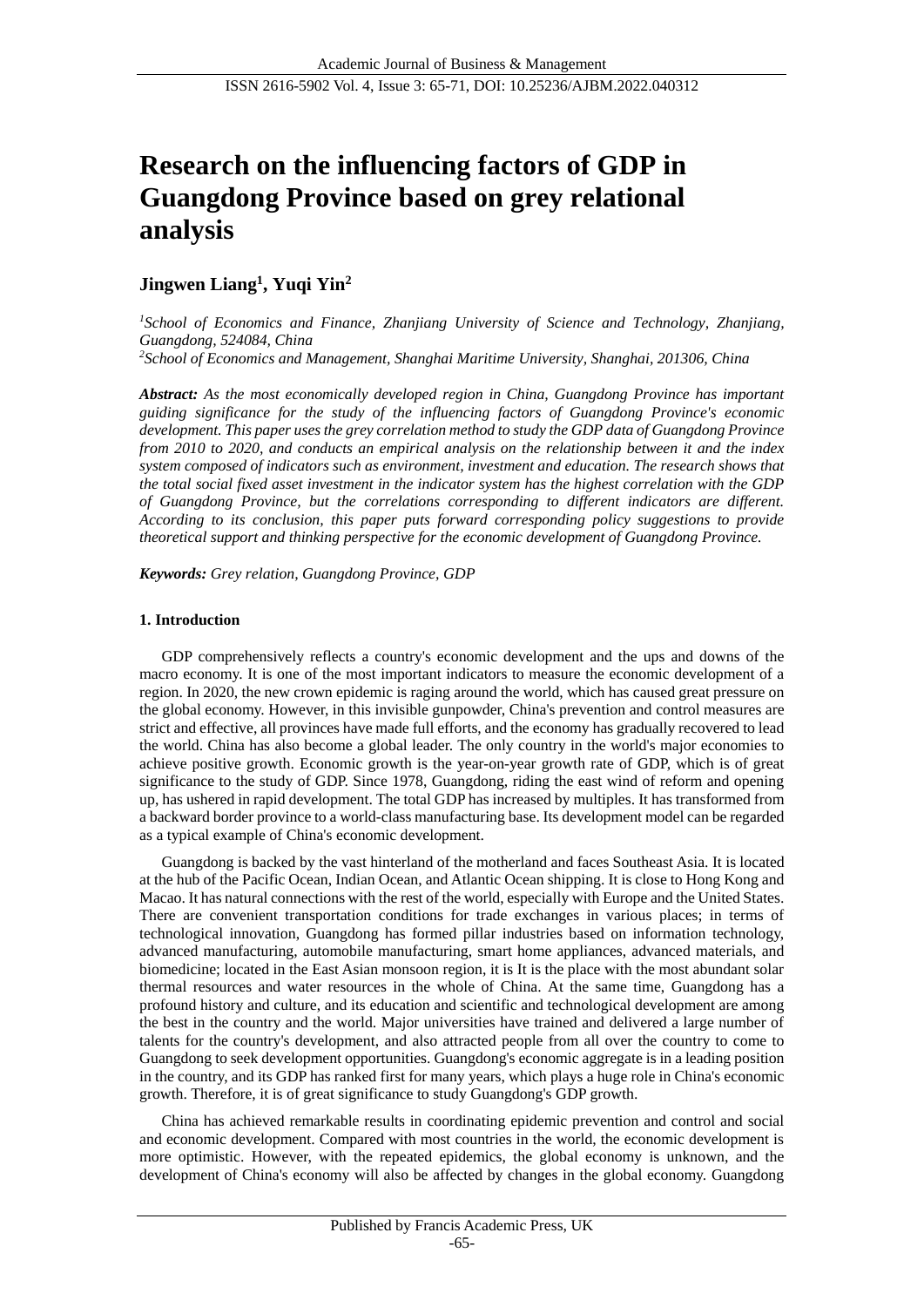# Research on the influencing factors of GDP in Guangdong Province based on grey relational analysis

**Jingwen Liang[1], Yuqi Yin[2]**

*[1]School of Economics and Finance, Zhanjiang University of Science and Technology, Zhanjiang, Guangdong, 524084, China*
*[2]School of Economics and Management, Shanghai Maritime University, Shanghai, 201306, China*

***Abstract:*** *As the most economically developed region in China, Guangdong Province has important guiding significance for the study of the influencing factors of Guangdong Province's economic development. This paper uses the grey correlation method to study the GDP data of Guangdong Province from 2010 to 2020, and conducts an empirical analysis on the relationship between it and the index system composed of indicators such as environment, investment and education. The research shows that the total social fixed asset investment in the indicator system has the highest correlation with the GDP of Guangdong Province, but the correlations corresponding to different indicators are different. According to its conclusion, this paper puts forward corresponding policy suggestions to provide theoretical support and thinking perspective for the economic development of Guangdong Province.*

***Keywords:*** *Grey relation, Guangdong Province, GDP*

## 1. Introduction

GDP comprehensively reflects a country's economic development and the ups and downs of the macro economy. It is one of the most important indicators to measure the economic development of a region. In 2020, the new crown epidemic is raging around the world, which has caused great pressure on the global economy. However, in this invisible gunpowder, China's prevention and control measures are strict and effective, all provinces have made full efforts, and the economy has gradually recovered to lead the world. China has also become a global leader. The only country in the world's major economies to achieve positive growth. Economic growth is the year-on-year growth rate of GDP, which is of great significance to the study of GDP. Since 1978, Guangdong, riding the east wind of reform and opening up, has ushered in rapid development. The total GDP has increased by multiples. It has transformed from a backward border province to a world-class manufacturing base. Its development model can be regarded as a typical example of China's economic development.

Guangdong is backed by the vast hinterland of the motherland and faces Southeast Asia. It is located at the hub of the Pacific Ocean, Indian Ocean, and Atlantic Ocean shipping. It is close to Hong Kong and Macao. It has natural connections with the rest of the world, especially with Europe and the United States. There are convenient transportation conditions for trade exchanges in various places; in terms of technological innovation, Guangdong has formed pillar industries based on information technology, advanced manufacturing, automobile manufacturing, smart home appliances, advanced materials, and biomedicine; located in the East Asian monsoon region, it is It is the place with the most abundant solar thermal resources and water resources in the whole of China. At the same time, Guangdong has a profound history and culture, and its education and scientific and technological development are among the best in the country and the world. Major universities have trained and delivered a large number of talents for the country's development, and also attracted people from all over the country to come to Guangdong to seek development opportunities. Guangdong's economic aggregate is in a leading position in the country, and its GDP has ranked first for many years, which plays a huge role in China's economic growth. Therefore, it is of great significance to study Guangdong's GDP growth.

China has achieved remarkable results in coordinating epidemic prevention and control and social and economic development. Compared with most countries in the world, the economic development is more optimistic. However, with the repeated epidemics, the global economy is unknown, and the development of China's economy will also be affected by changes in the global economy. Guangdong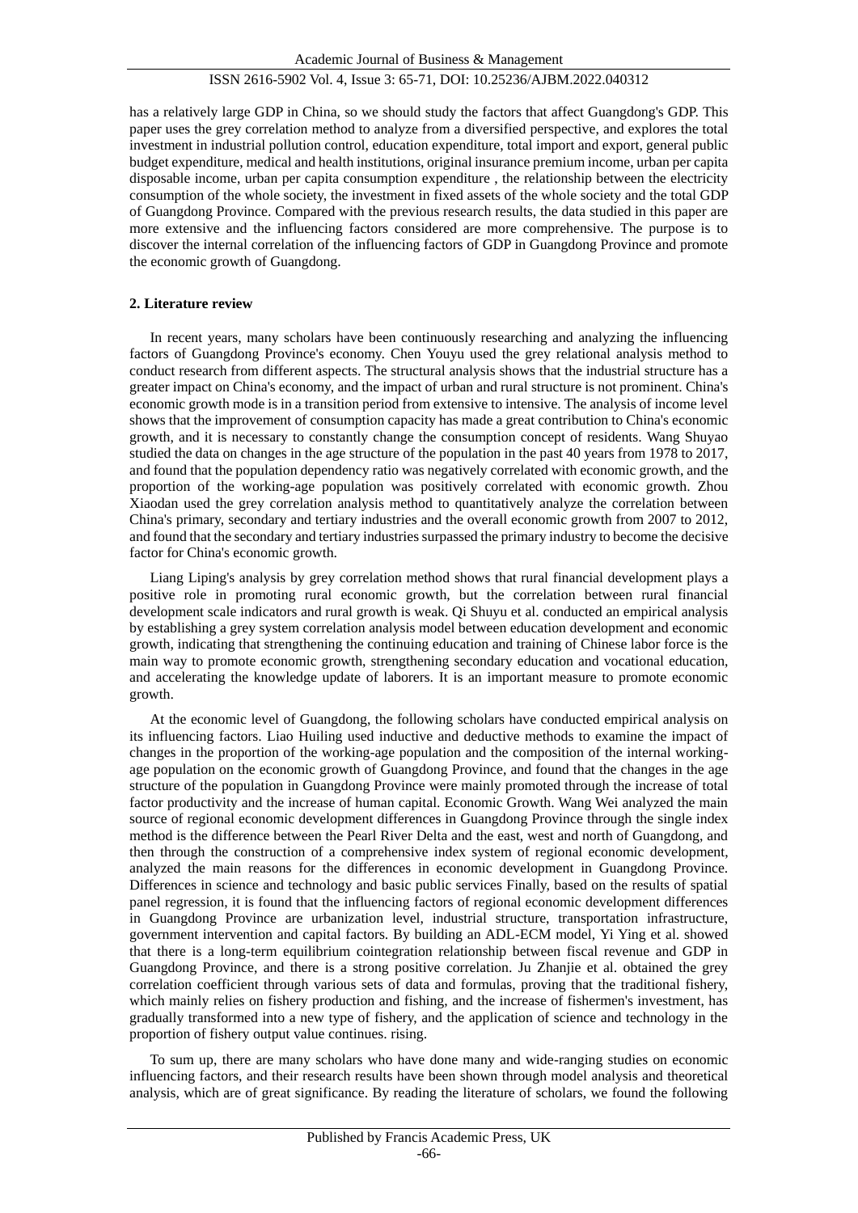has a relatively large GDP in China, so we should study the factors that affect Guangdong's GDP. This paper uses the grey correlation method to analyze from a diversified perspective, and explores the total investment in industrial pollution control, education expenditure, total import and export, general public budget expenditure, medical and health institutions, original insurance premium income, urban per capita disposable income, urban per capita consumption expenditure , the relationship between the electricity consumption of the whole society, the investment in fixed assets of the whole society and the total GDP of Guangdong Province. Compared with the previous research results, the data studied in this paper are more extensive and the influencing factors considered are more comprehensive. The purpose is to discover the internal correlation of the influencing factors of GDP in Guangdong Province and promote the economic growth of Guangdong.

## 2. Literature review

In recent years, many scholars have been continuously researching and analyzing the influencing factors of Guangdong Province's economy. Chen Youyu used the grey relational analysis method to conduct research from different aspects. The structural analysis shows that the industrial structure has a greater impact on China's economy, and the impact of urban and rural structure is not prominent. China's economic growth mode is in a transition period from extensive to intensive. The analysis of income level shows that the improvement of consumption capacity has made a great contribution to China's economic growth, and it is necessary to constantly change the consumption concept of residents. Wang Shuyao studied the data on changes in the age structure of the population in the past 40 years from 1978 to 2017, and found that the population dependency ratio was negatively correlated with economic growth, and the proportion of the working-age population was positively correlated with economic growth. Zhou Xiaodan used the grey correlation analysis method to quantitatively analyze the correlation between China's primary, secondary and tertiary industries and the overall economic growth from 2007 to 2012, and found that the secondary and tertiary industries surpassed the primary industry to become the decisive factor for China's economic growth.

Liang Liping's analysis by grey correlation method shows that rural financial development plays a positive role in promoting rural economic growth, but the correlation between rural financial development scale indicators and rural growth is weak. Qi Shuyu et al. conducted an empirical analysis by establishing a grey system correlation analysis model between education development and economic growth, indicating that strengthening the continuing education and training of Chinese labor force is the main way to promote economic growth, strengthening secondary education and vocational education, and accelerating the knowledge update of laborers. It is an important measure to promote economic growth.

At the economic level of Guangdong, the following scholars have conducted empirical analysis on its influencing factors. Liao Huiling used inductive and deductive methods to examine the impact of changes in the proportion of the working-age population and the composition of the internal working-age population on the economic growth of Guangdong Province, and found that the changes in the age structure of the population in Guangdong Province were mainly promoted through the increase of total factor productivity and the increase of human capital. Economic Growth. Wang Wei analyzed the main source of regional economic development differences in Guangdong Province through the single index method is the difference between the Pearl River Delta and the east, west and north of Guangdong, and then through the construction of a comprehensive index system of regional economic development, analyzed the main reasons for the differences in economic development in Guangdong Province. Differences in science and technology and basic public services Finally, based on the results of spatial panel regression, it is found that the influencing factors of regional economic development differences in Guangdong Province are urbanization level, industrial structure, transportation infrastructure, government intervention and capital factors. By building an ADL-ECM model, Yi Ying et al. showed that there is a long-term equilibrium cointegration relationship between fiscal revenue and GDP in Guangdong Province, and there is a strong positive correlation. Ju Zhanjie et al. obtained the grey correlation coefficient through various sets of data and formulas, proving that the traditional fishery, which mainly relies on fishery production and fishing, and the increase of fishermen's investment, has gradually transformed into a new type of fishery, and the application of science and technology in the proportion of fishery output value continues. rising.

To sum up, there are many scholars who have done many and wide-ranging studies on economic influencing factors, and their research results have been shown through model analysis and theoretical analysis, which are of great significance. By reading the literature of scholars, we found the following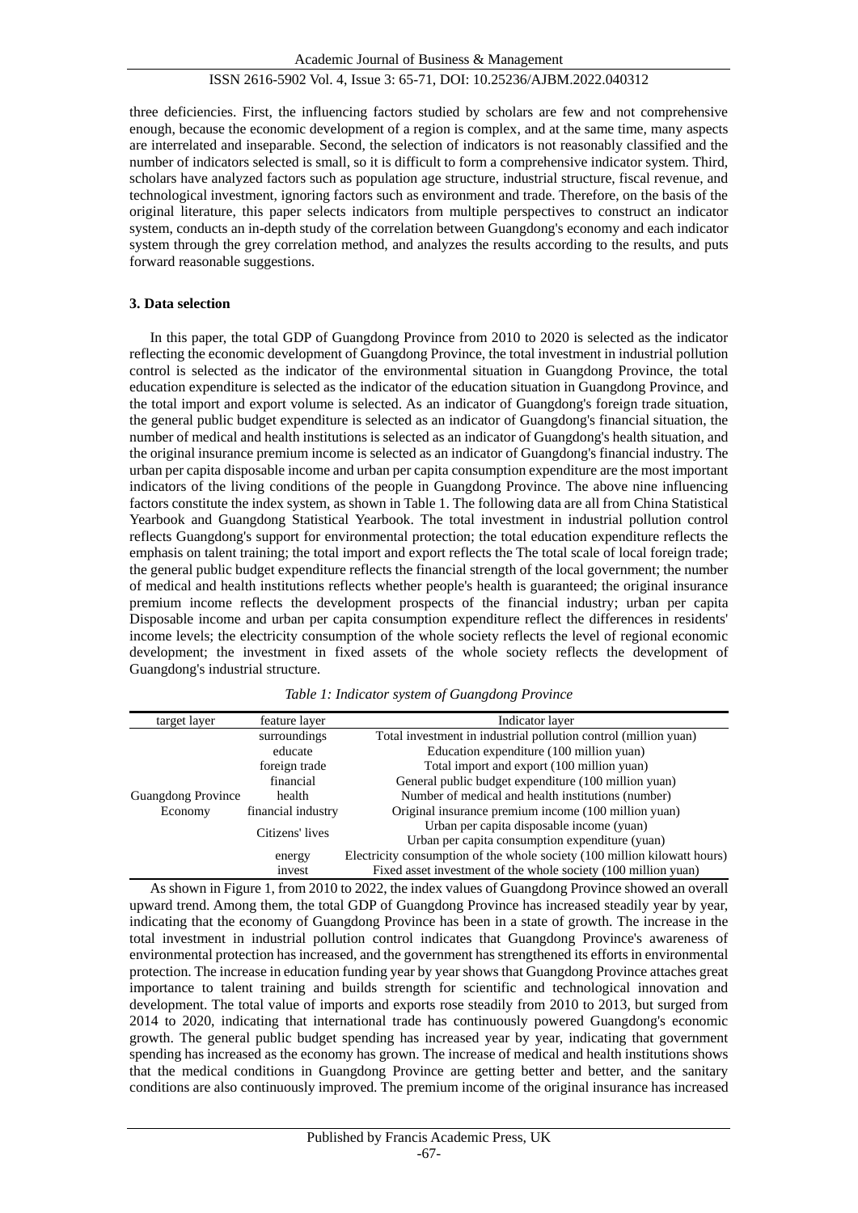three deficiencies. First, the influencing factors studied by scholars are few and not comprehensive enough, because the economic development of a region is complex, and at the same time, many aspects are interrelated and inseparable. Second, the selection of indicators is not reasonably classified and the number of indicators selected is small, so it is difficult to form a comprehensive indicator system. Third, scholars have analyzed factors such as population age structure, industrial structure, fiscal revenue, and technological investment, ignoring factors such as environment and trade. Therefore, on the basis of the original literature, this paper selects indicators from multiple perspectives to construct an indicator system, conducts an in-depth study of the correlation between Guangdong's economy and each indicator system through the grey correlation method, and analyzes the results according to the results, and puts forward reasonable suggestions.

### 3. Data selection

In this paper, the total GDP of Guangdong Province from 2010 to 2020 is selected as the indicator reflecting the economic development of Guangdong Province, the total investment in industrial pollution control is selected as the indicator of the environmental situation in Guangdong Province, the total education expenditure is selected as the indicator of the education situation in Guangdong Province, and the total import and export volume is selected. As an indicator of Guangdong's foreign trade situation, the general public budget expenditure is selected as an indicator of Guangdong's financial situation, the number of medical and health institutions is selected as an indicator of Guangdong's health situation, and the original insurance premium income is selected as an indicator of Guangdong's financial industry. The urban per capita disposable income and urban per capita consumption expenditure are the most important indicators of the living conditions of the people in Guangdong Province. The above nine influencing factors constitute the index system, as shown in Table 1. The following data are all from China Statistical Yearbook and Guangdong Statistical Yearbook. The total investment in industrial pollution control reflects Guangdong's support for environmental protection; the total education expenditure reflects the emphasis on talent training; the total import and export reflects the The total scale of local foreign trade; the general public budget expenditure reflects the financial strength of the local government; the number of medical and health institutions reflects whether people's health is guaranteed; the original insurance premium income reflects the development prospects of the financial industry; urban per capita Disposable income and urban per capita consumption expenditure reflect the differences in residents' income levels; the electricity consumption of the whole society reflects the level of regional economic development; the investment in fixed assets of the whole society reflects the development of Guangdong's industrial structure.

*Table 1: Indicator system of Guangdong Province*

| target layer | feature layer | Indicator layer |
|---|---|---|
| Guangdong Province Economy | surroundings | Total investment in industrial pollution control (million yuan) |
| | educate | Education expenditure (100 million yuan) |
| | foreign trade | Total import and export (100 million yuan) |
| | financial | General public budget expenditure (100 million yuan) |
| | health | Number of medical and health institutions (number) |
| | financial industry | Original insurance premium income (100 million yuan) |
| | Citizens' lives | Urban per capita disposable income (yuan) |
| | | Urban per capita consumption expenditure (yuan) |
| | energy | Electricity consumption of the whole society (100 million kilowatt hours) |
| | invest | Fixed asset investment of the whole society (100 million yuan) |

As shown in Figure 1, from 2010 to 2022, the index values of Guangdong Province showed an overall upward trend. Among them, the total GDP of Guangdong Province has increased steadily year by year, indicating that the economy of Guangdong Province has been in a state of growth. The increase in the total investment in industrial pollution control indicates that Guangdong Province's awareness of environmental protection has increased, and the government has strengthened its efforts in environmental protection. The increase in education funding year by year shows that Guangdong Province attaches great importance to talent training and builds strength for scientific and technological innovation and development. The total value of imports and exports rose steadily from 2010 to 2013, but surged from 2014 to 2020, indicating that international trade has continuously powered Guangdong's economic growth. The general public budget spending has increased year by year, indicating that government spending has increased as the economy has grown. The increase of medical and health institutions shows that the medical conditions in Guangdong Province are getting better and better, and the sanitary conditions are also continuously improved. The premium income of the original insurance has increased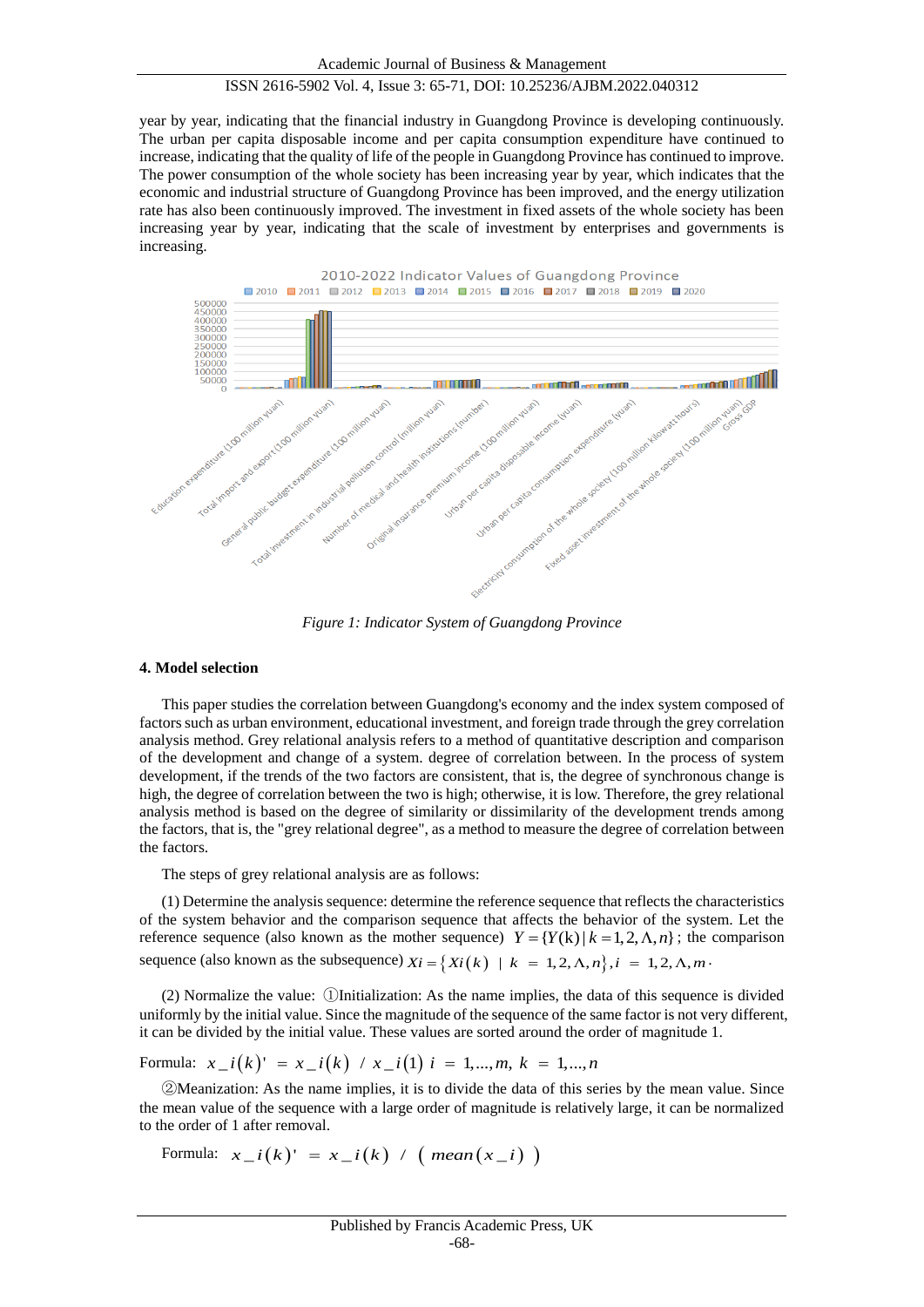year by year, indicating that the financial industry in Guangdong Province is developing continuously. The urban per capita disposable income and per capita consumption expenditure have continued to increase, indicating that the quality of life of the people in Guangdong Province has continued to improve. The power consumption of the whole society has been increasing year by year, which indicates that the economic and industrial structure of Guangdong Province has been improved, and the energy utilization rate has also been continuously improved. The investment in fixed assets of the whole society has been increasing year by year, indicating that the scale of investment by enterprises and governments is increasing.

2010-2022 Indicator Values of Guangdong Province

2010 2011 2012 2013 2014 2015 2016 2017 2018 2019 2020

500000
450000
400000
350000
300000
250000
200000
150000
100000
50000
0

Education expenditure (100 million yuan)
Total import and export (100 million yuan)
General public budget expenditure (100 million yuan)
Total investment in industrial pollution control (million yuan)
Number of medical and health institutions (number)
Original insurance premium income (100 million yuan)
Urban per capita disposable income (yuan)
Urban per capita consumption expenditure (yuan)
Electricity consumption of the whole society (100 million kilowatt hours)
Fixed asset investment of the whole society (100 million yuan)
Gross GDP

*Figure 1: Indicator System of Guangdong Province*

## 4. Model selection

This paper studies the correlation between Guangdong's economy and the index system composed of factors such as urban environment, educational investment, and foreign trade through the grey correlation analysis method. Grey relational analysis refers to a method of quantitative description and comparison of the development and change of a system. degree of correlation between. In the process of system development, if the trends of the two factors are consistent, that is, the degree of synchronous change is high, the degree of correlation between the two is high; otherwise, it is low. Therefore, the grey relational analysis method is based on the degree of similarity or dissimilarity of the development trends among the factors, that is, the "grey relational degree", as a method to measure the degree of correlation between the factors.

The steps of grey relational analysis are as follows:

(1) Determine the analysis sequence: determine the reference sequence that reflects the characteristics of the system behavior and the comparison sequence that affects the behavior of the system. Let the reference sequence (also known as the mother sequence) $Y = \{Y(k) \mid k = 1, 2, \Lambda, n\}$; the comparison sequence (also known as the subsequence) $Xi = \{Xi(k) \mid k = 1, 2, \Lambda, n\}, i = 1, 2, \Lambda, m$.

(2) Normalize the value: ①Initialization: As the name implies, the data of this sequence is divided uniformly by the initial value. Since the magnitude of the sequence of the same factor is not very different, it can be divided by the initial value. These values are sorted around the order of magnitude 1.

Formula: $x\_i(k)' = x\_i(k) \ / \ x\_i(1) \ i = 1, \dots, m, \ k = 1, \dots, n$

②Meanization: As the name implies, it is to divide the data of this series by the mean value. Since the mean value of the sequence with a large order of magnitude is relatively large, it can be normalized to the order of 1 after removal.

Formula: $x\_i(k)' = x\_i(k) \ / \ (\ mean(x\_i)\ )$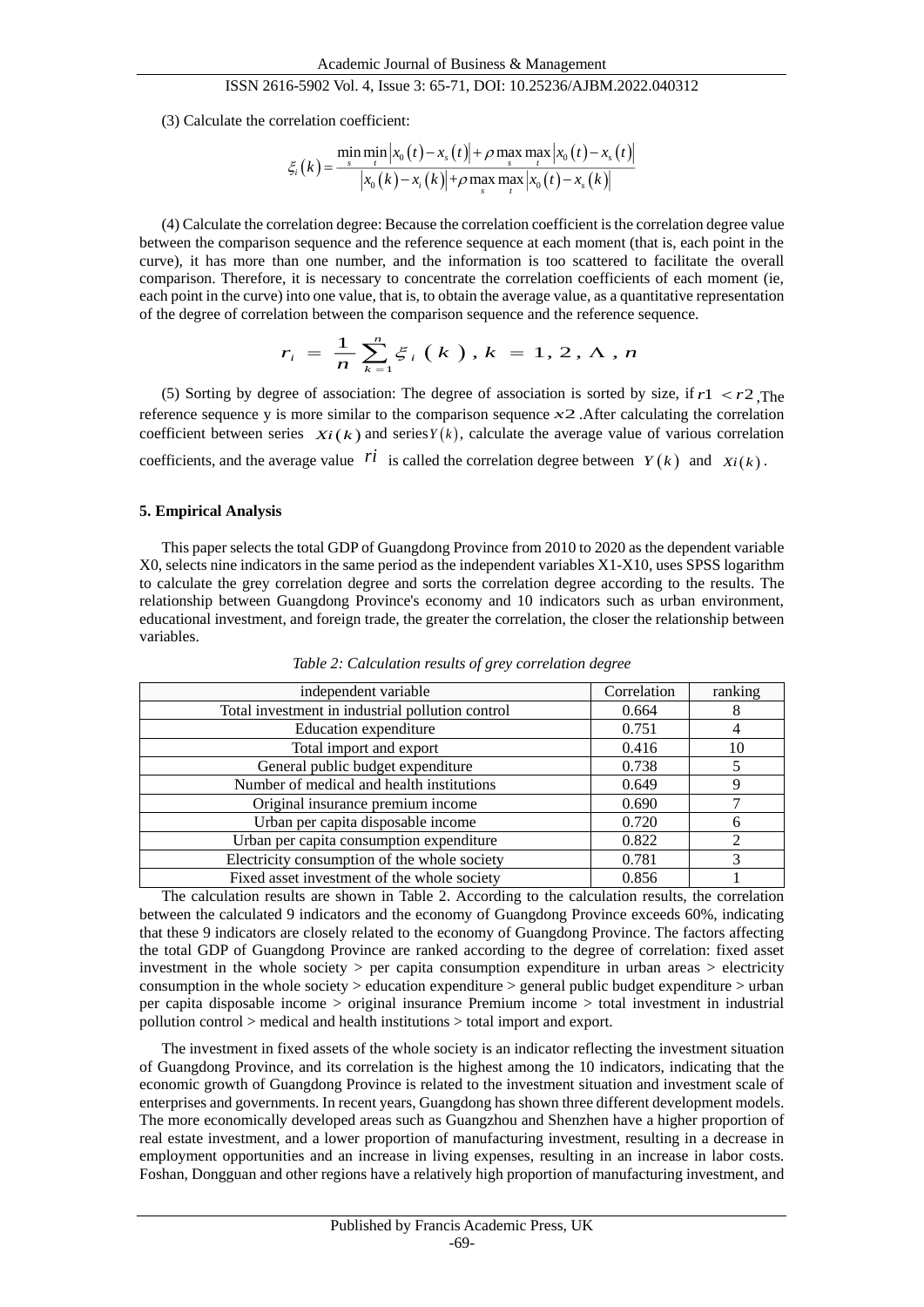(3) Calculate the correlation coefficient:

$$\xi_i(k) = \frac{\min_s \min_t |x_0(t) - x_s(t)| + \rho \max_s \max_t |x_0(t) - x_s(t)|}{|x_0(k) - x_i(k)| + \rho \max_s \max_t |x_0(t) - x_s(k)|}$$

(4) Calculate the correlation degree: Because the correlation coefficient is the correlation degree value between the comparison sequence and the reference sequence at each moment (that is, each point in the curve), it has more than one number, and the information is too scattered to facilitate the overall comparison. Therefore, it is necessary to concentrate the correlation coefficients of each moment (ie, each point in the curve) into one value, that is, to obtain the average value, as a quantitative representation of the degree of correlation between the comparison sequence and the reference sequence.

$$r_i = \frac{1}{n} \sum_{k=1}^{n} \xi_i(k), k = 1, 2, \Lambda, n$$

(5) Sorting by degree of association: The degree of association is sorted by size, if $r1 < r2$ ,The reference sequence y is more similar to the comparison sequence $x2$ .After calculating the correlation coefficient between series $Xi(k)$ and series $Y(k)$, calculate the average value of various correlation coefficients, and the average value $ri$ is called the correlation degree between $Y(k)$ and $Xi(k)$.

**5. Empirical Analysis**

This paper selects the total GDP of Guangdong Province from 2010 to 2020 as the dependent variable X0, selects nine indicators in the same period as the independent variables X1-X10, uses SPSS logarithm to calculate the grey correlation degree and sorts the correlation degree according to the results. The relationship between Guangdong Province's economy and 10 indicators such as urban environment, educational investment, and foreign trade, the greater the correlation, the closer the relationship between variables.

*Table 2: Calculation results of grey correlation degree*

| independent variable | Correlation | ranking |
|---|---|---|
| Total investment in industrial pollution control | 0.664 | 8 |
| Education expenditure | 0.751 | 4 |
| Total import and export | 0.416 | 10 |
| General public budget expenditure | 0.738 | 5 |
| Number of medical and health institutions | 0.649 | 9 |
| Original insurance premium income | 0.690 | 7 |
| Urban per capita disposable income | 0.720 | 6 |
| Urban per capita consumption expenditure | 0.822 | 2 |
| Electricity consumption of the whole society | 0.781 | 3 |
| Fixed asset investment of the whole society | 0.856 | 1 |

The calculation results are shown in Table 2. According to the calculation results, the correlation between the calculated 9 indicators and the economy of Guangdong Province exceeds 60%, indicating that these 9 indicators are closely related to the economy of Guangdong Province. The factors affecting the total GDP of Guangdong Province are ranked according to the degree of correlation: fixed asset investment in the whole society > per capita consumption expenditure in urban areas > electricity consumption in the whole society > education expenditure > general public budget expenditure > urban per capita disposable income > original insurance Premium income > total investment in industrial pollution control > medical and health institutions > total import and export.

The investment in fixed assets of the whole society is an indicator reflecting the investment situation of Guangdong Province, and its correlation is the highest among the 10 indicators, indicating that the economic growth of Guangdong Province is related to the investment situation and investment scale of enterprises and governments. In recent years, Guangdong has shown three different development models. The more economically developed areas such as Guangzhou and Shenzhen have a higher proportion of real estate investment, and a lower proportion of manufacturing investment, resulting in a decrease in employment opportunities and an increase in living expenses, resulting in an increase in labor costs. Foshan, Dongguan and other regions have a relatively high proportion of manufacturing investment, and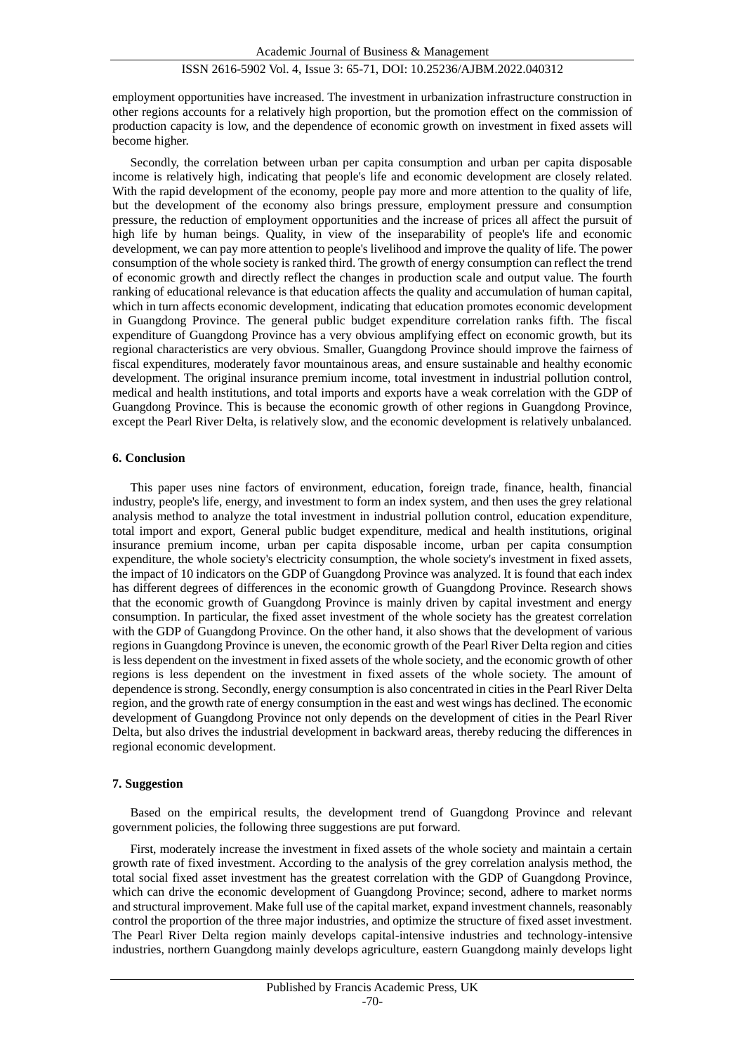employment opportunities have increased. The investment in urbanization infrastructure construction in other regions accounts for a relatively high proportion, but the promotion effect on the commission of production capacity is low, and the dependence of economic growth on investment in fixed assets will become higher.

Secondly, the correlation between urban per capita consumption and urban per capita disposable income is relatively high, indicating that people's life and economic development are closely related. With the rapid development of the economy, people pay more and more attention to the quality of life, but the development of the economy also brings pressure, employment pressure and consumption pressure, the reduction of employment opportunities and the increase of prices all affect the pursuit of high life by human beings. Quality, in view of the inseparability of people's life and economic development, we can pay more attention to people's livelihood and improve the quality of life. The power consumption of the whole society is ranked third. The growth of energy consumption can reflect the trend of economic growth and directly reflect the changes in production scale and output value. The fourth ranking of educational relevance is that education affects the quality and accumulation of human capital, which in turn affects economic development, indicating that education promotes economic development in Guangdong Province. The general public budget expenditure correlation ranks fifth. The fiscal expenditure of Guangdong Province has a very obvious amplifying effect on economic growth, but its regional characteristics are very obvious. Smaller, Guangdong Province should improve the fairness of fiscal expenditures, moderately favor mountainous areas, and ensure sustainable and healthy economic development. The original insurance premium income, total investment in industrial pollution control, medical and health institutions, and total imports and exports have a weak correlation with the GDP of Guangdong Province. This is because the economic growth of other regions in Guangdong Province, except the Pearl River Delta, is relatively slow, and the economic development is relatively unbalanced.

## 6. Conclusion

This paper uses nine factors of environment, education, foreign trade, finance, health, financial industry, people's life, energy, and investment to form an index system, and then uses the grey relational analysis method to analyze the total investment in industrial pollution control, education expenditure, total import and export, General public budget expenditure, medical and health institutions, original insurance premium income, urban per capita disposable income, urban per capita consumption expenditure, the whole society's electricity consumption, the whole society's investment in fixed assets, the impact of 10 indicators on the GDP of Guangdong Province was analyzed. It is found that each index has different degrees of differences in the economic growth of Guangdong Province. Research shows that the economic growth of Guangdong Province is mainly driven by capital investment and energy consumption. In particular, the fixed asset investment of the whole society has the greatest correlation with the GDP of Guangdong Province. On the other hand, it also shows that the development of various regions in Guangdong Province is uneven, the economic growth of the Pearl River Delta region and cities is less dependent on the investment in fixed assets of the whole society, and the economic growth of other regions is less dependent on the investment in fixed assets of the whole society. The amount of dependence is strong. Secondly, energy consumption is also concentrated in cities in the Pearl River Delta region, and the growth rate of energy consumption in the east and west wings has declined. The economic development of Guangdong Province not only depends on the development of cities in the Pearl River Delta, but also drives the industrial development in backward areas, thereby reducing the differences in regional economic development.

## 7. Suggestion

Based on the empirical results, the development trend of Guangdong Province and relevant government policies, the following three suggestions are put forward.

First, moderately increase the investment in fixed assets of the whole society and maintain a certain growth rate of fixed investment. According to the analysis of the grey correlation analysis method, the total social fixed asset investment has the greatest correlation with the GDP of Guangdong Province, which can drive the economic development of Guangdong Province; second, adhere to market norms and structural improvement. Make full use of the capital market, expand investment channels, reasonably control the proportion of the three major industries, and optimize the structure of fixed asset investment. The Pearl River Delta region mainly develops capital-intensive industries and technology-intensive industries, northern Guangdong mainly develops agriculture, eastern Guangdong mainly develops light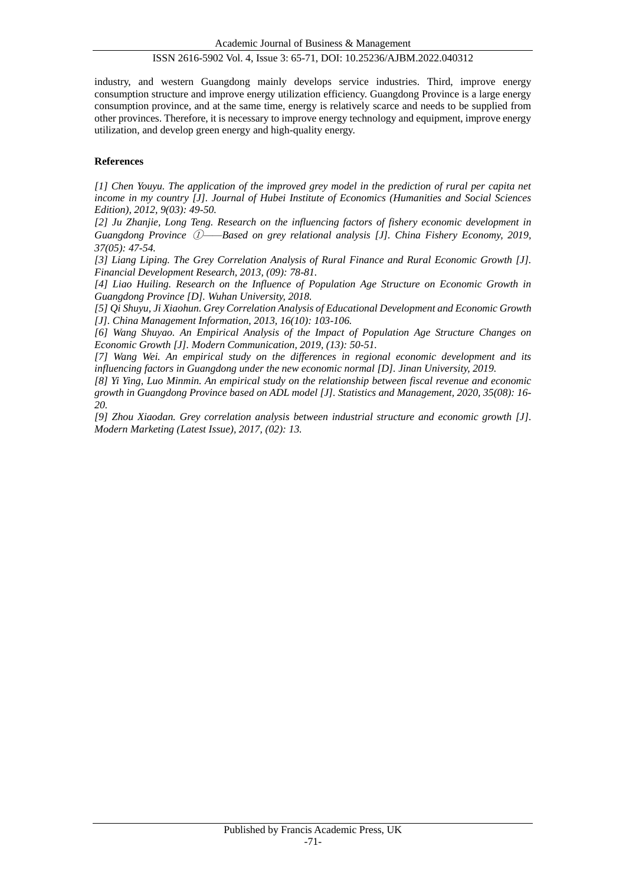industry, and western Guangdong mainly develops service industries. Third, improve energy consumption structure and improve energy utilization efficiency. Guangdong Province is a large energy consumption province, and at the same time, energy is relatively scarce and needs to be supplied from other provinces. Therefore, it is necessary to improve energy technology and equipment, improve energy utilization, and develop green energy and high-quality energy.

**References**

*[1] Chen Youyu. The application of the improved grey model in the prediction of rural per capita net income in my country [J]. Journal of Hubei Institute of Economics (Humanities and Social Sciences Edition), 2012, 9(03): 49-50.*

*[2] Ju Zhanjie, Long Teng. Research on the influencing factors of fishery economic development in Guangdong Province ①——Based on grey relational analysis [J]. China Fishery Economy, 2019, 37(05): 47-54.*

*[3] Liang Liping. The Grey Correlation Analysis of Rural Finance and Rural Economic Growth [J]. Financial Development Research, 2013, (09): 78-81.*

*[4] Liao Huiling. Research on the Influence of Population Age Structure on Economic Growth in Guangdong Province [D]. Wuhan University, 2018.*

*[5] Qi Shuyu, Ji Xiaohun. Grey Correlation Analysis of Educational Development and Economic Growth [J]. China Management Information, 2013, 16(10): 103-106.*

*[6] Wang Shuyao. An Empirical Analysis of the Impact of Population Age Structure Changes on Economic Growth [J]. Modern Communication, 2019, (13): 50-51.*

*[7] Wang Wei. An empirical study on the differences in regional economic development and its influencing factors in Guangdong under the new economic normal [D]. Jinan University, 2019.*

*[8] Yi Ying, Luo Minmin. An empirical study on the relationship between fiscal revenue and economic growth in Guangdong Province based on ADL model [J]. Statistics and Management, 2020, 35(08): 16-20.*

*[9] Zhou Xiaodan. Grey correlation analysis between industrial structure and economic growth [J]. Modern Marketing (Latest Issue), 2017, (02): 13.*